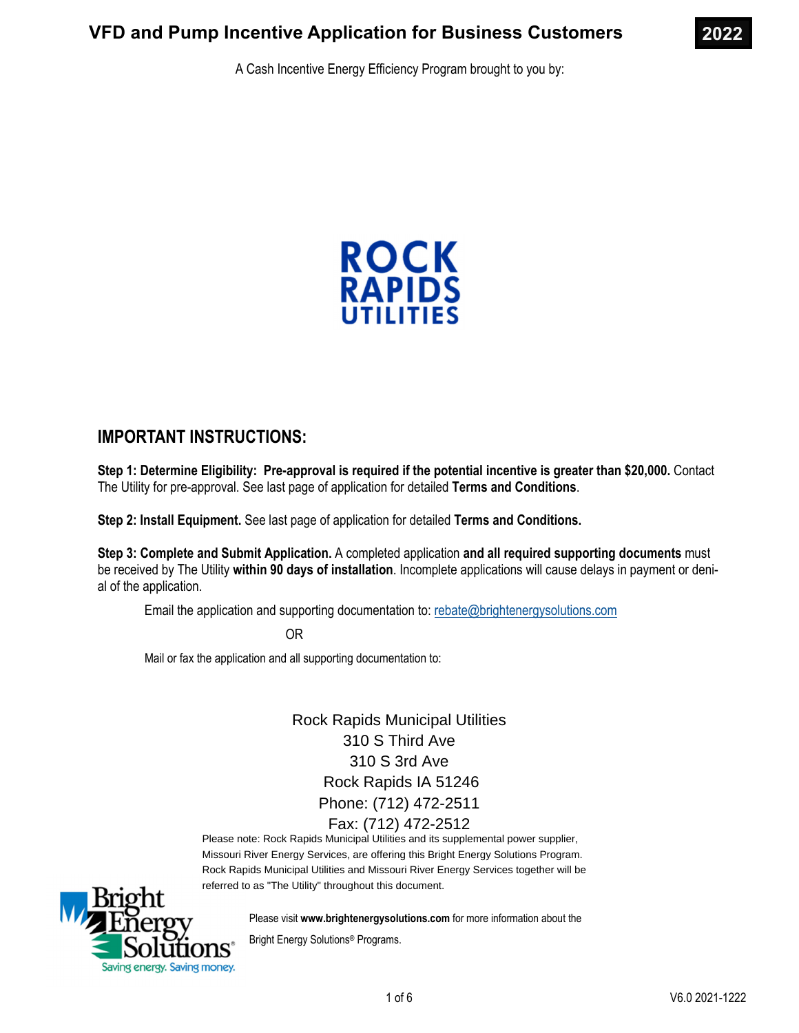# VFD and Pump Incentive Application for Business Customers

**2022**

A Cash Incentive Energy Efficiency Program brought to you by:

ROCK RAPIDS UTILITIES

## IMPORTANT INSTRUCTIONS:

**Step 1: Determine Eligibility: Pre-approval is required if the potential incentive is greater than $20,000.** Contact The Utility for pre-approval. See last page of application for detailed **Terms and Conditions**.

**Step 2: Install Equipment.** See last page of application for detailed **Terms and Conditions.**

**Step 3: Complete and Submit Application.** A completed application **and all required supporting documents** must be received by The Utility **within 90 days of installation**. Incomplete applications will cause delays in payment or denial of the application.

Email the application and supporting documentation to: rebate@brightenergysolutions.com

OR

Mail or fax the application and all supporting documentation to:

Rock Rapids Municipal Utilities
310 S Third Ave
310 S 3rd Ave
Rock Rapids IA 51246
Phone: (712) 472-2511
Fax: (712) 472-2512

Please note: Rock Rapids Municipal Utilities and its supplemental power supplier, Missouri River Energy Services, are offering this Bright Energy Solutions Program. Rock Rapids Municipal Utilities and Missouri River Energy Services together will be referred to as "The Utility" throughout this document.

Bright Energy Solutions® Saving energy. Saving money.

Please visit **www.brightenergysolutions.com** for more information about the Bright Energy Solutions® Programs.

V6.0 2021-1222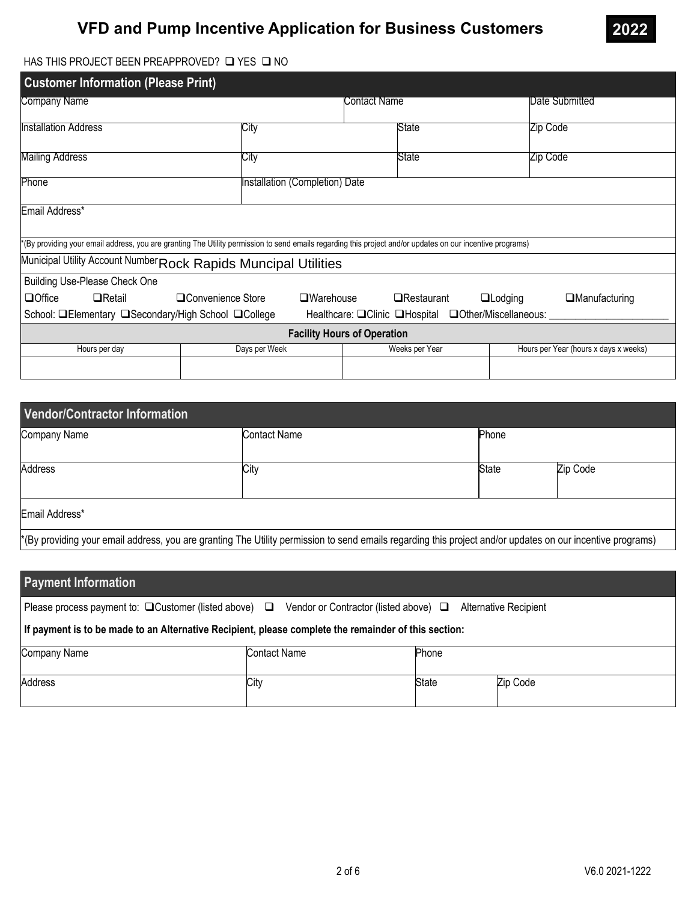# VFD and Pump Incentive Application for Business Customers

**2022**

HAS THIS PROJECT BEEN PREAPPROVED? ❑ YES ❑ NO

## Customer Information (Please Print)

| Company Name | | Contact Name | | Date Submitted |
|---|---|---|---|---|
| **Installation Address** | **City** | | **State** | **Zip Code** |
| **Mailing Address** | **City** | | **State** | **Zip Code** |
| **Phone** | **Installation (Completion) Date** | | | |
| **Email Address*** | | | | |

*(By providing your email address, you are granting The Utility permission to send emails regarding this project and/or updates on our incentive programs)

Municipal Utility Account Number Rock Rapids Muncipal Utilities

Building Use-Please Check One

❑Office ❑Retail ❑Convenience Store ❑Warehouse ❑Restaurant ❑Lodging ❑Manufacturing

School: ❑Elementary ❑Secondary/High School ❑College Healthcare: ❑Clinic ❑Hospital ❑Other/Miscellaneous: ______________________

**Facility Hours of Operation**

| Hours per day | Days per Week | Weeks per Year | Hours per Year (hours x days x weeks) |
|---|---|---|---|
| | | | |

## Vendor/Contractor Information

| Company Name | Contact Name | Phone | |
|---|---|---|---|
| **Address** | **City** | **State** | **Zip Code** |
| **Email Address*** | | | |

*(By providing your email address, you are granting The Utility permission to send emails regarding this project and/or updates on our incentive programs)

## Payment Information

Please process payment to: ❑Customer (listed above) ❑ Vendor or Contractor (listed above) ❑ Alternative Recipient

**If payment is to be made to an Alternative Recipient, please complete the remainder of this section:**

| Company Name | Contact Name | Phone | |
|---|---|---|---|
| **Address** | **City** | **State** | **Zip Code** |

V6.0 2021-1222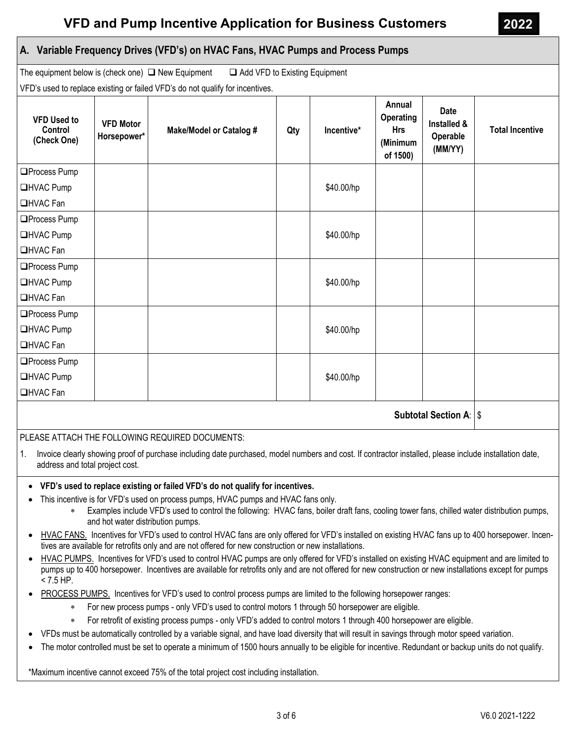# VFD and Pump Incentive Application for Business Customers

**2022**

## A. Variable Frequency Drives (VFD's) on HVAC Fans, HVAC Pumps and Process Pumps

The equipment below is (check one) ❑ New Equipment ❑ Add VFD to Existing Equipment

VFD's used to replace existing or failed VFD's do not qualify for incentives.

| VFD Used to Control (Check One) | VFD Motor Horsepower* | Make/Model or Catalog # | Qty | Incentive* | Annual Operating Hrs (Minimum of 1500) | Date Installed & Operable (MM/YY) | Total Incentive |
|---|---|---|---|---|---|---|---|
| ❑Process Pump ❑HVAC Pump ❑HVAC Fan | | | | $40.00/hp | | | |
| ❑Process Pump ❑HVAC Pump ❑HVAC Fan | | | | $40.00/hp | | | |
| ❑Process Pump ❑HVAC Pump ❑HVAC Fan | | | | $40.00/hp | | | |
| ❑Process Pump ❑HVAC Pump ❑HVAC Fan | | | | $40.00/hp | | | |
| ❑Process Pump ❑HVAC Pump ❑HVAC Fan | | | | $40.00/hp | | | |
| | | | | | | **Subtotal Section A**: | $ |

PLEASE ATTACH THE FOLLOWING REQUIRED DOCUMENTS:

1. Invoice clearly showing proof of purchase including date purchased, model numbers and cost. If contractor installed, please include installation date, address and total project cost.

- **VFD's used to replace existing or failed VFD's do not qualify for incentives.**
- This incentive is for VFD's used on process pumps, HVAC pumps and HVAC fans only.
  - Examples include VFD's used to control the following: HVAC fans, boiler draft fans, cooling tower fans, chilled water distribution pumps, and hot water distribution pumps.
- HVAC FANS. Incentives for VFD's used to control HVAC fans are only offered for VFD's installed on existing HVAC fans up to 400 horsepower. Incentives are available for retrofits only and are not offered for new construction or new installations.
- HVAC PUMPS. Incentives for VFD's used to control HVAC pumps are only offered for VFD's installed on existing HVAC equipment and are limited to pumps up to 400 horsepower. Incentives are available for retrofits only and are not offered for new construction or new installations except for pumps < 7.5 HP.
- PROCESS PUMPS. Incentives for VFD's used to control process pumps are limited to the following horsepower ranges:
  - For new process pumps - only VFD's used to control motors 1 through 50 horsepower are eligible.
  - For retrofit of existing process pumps - only VFD's added to control motors 1 through 400 horsepower are eligible.
- VFDs must be automatically controlled by a variable signal, and have load diversity that will result in savings through motor speed variation.
- The motor controlled must be set to operate a minimum of 1500 hours annually to be eligible for incentive. Redundant or backup units do not qualify.

*Maximum incentive cannot exceed 75% of the total project cost including installation.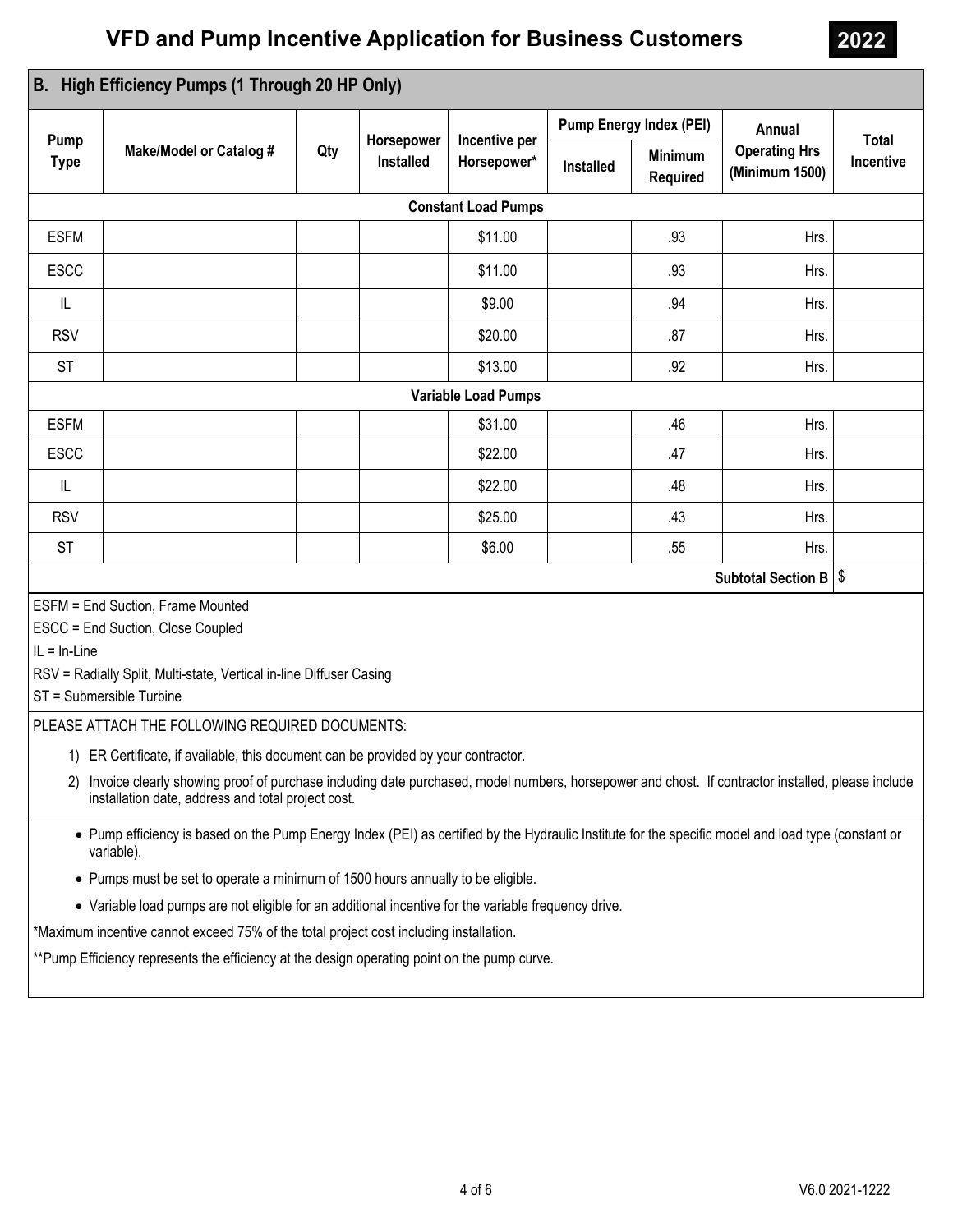# VFD and Pump Incentive Application for Business Customers

**2022**

## B. High Efficiency Pumps (1 Through 20 HP Only)

| Pump Type | Make/Model or Catalog # | Qty | Horsepower Installed | Incentive per Horsepower* | Pump Energy Index (PEI) | | Annual Operating Hrs (Minimum 1500) | Total Incentive |
|---|---|---|---|---|---|---|---|---|
| | | | | | Installed | Minimum Required | | |
| **Constant Load Pumps** | | | | | | | | |
| ESFM | | | | $11.00 | | .93 | Hrs. | |
| ESCC | | | | $11.00 | | .93 | Hrs. | |
| IL | | | | $9.00 | | .94 | Hrs. | |
| RSV | | | | $20.00 | | .87 | Hrs. | |
| ST | | | | $13.00 | | .92 | Hrs. | |
| **Variable Load Pumps** | | | | | | | | |
| ESFM | | | | $31.00 | | .46 | Hrs. | |
| ESCC | | | | $22.00 | | .47 | Hrs. | |
| IL | | | | $22.00 | | .48 | Hrs. | |
| RSV | | | | $25.00 | | .43 | Hrs. | |
| ST | | | | $6.00 | | .55 | Hrs. | |
| | | | | | | | **Subtotal Section B** | $ |

ESFM = End Suction, Frame Mounted

ESCC = End Suction, Close Coupled

IL = In-Line

RSV = Radially Split, Multi-state, Vertical in-line Diffuser Casing

ST = Submersible Turbine

PLEASE ATTACH THE FOLLOWING REQUIRED DOCUMENTS:

1) ER Certificate, if available, this document can be provided by your contractor.
2) Invoice clearly showing proof of purchase including date purchased, model numbers, horsepower and chost. If contractor installed, please include installation date, address and total project cost.

- Pump efficiency is based on the Pump Energy Index (PEI) as certified by the Hydraulic Institute for the specific model and load type (constant or variable).
- Pumps must be set to operate a minimum of 1500 hours annually to be eligible.
- Variable load pumps are not eligible for an additional incentive for the variable frequency drive.

*Maximum incentive cannot exceed 75% of the total project cost including installation.

**Pump Efficiency represents the efficiency at the design operating point on the pump curve.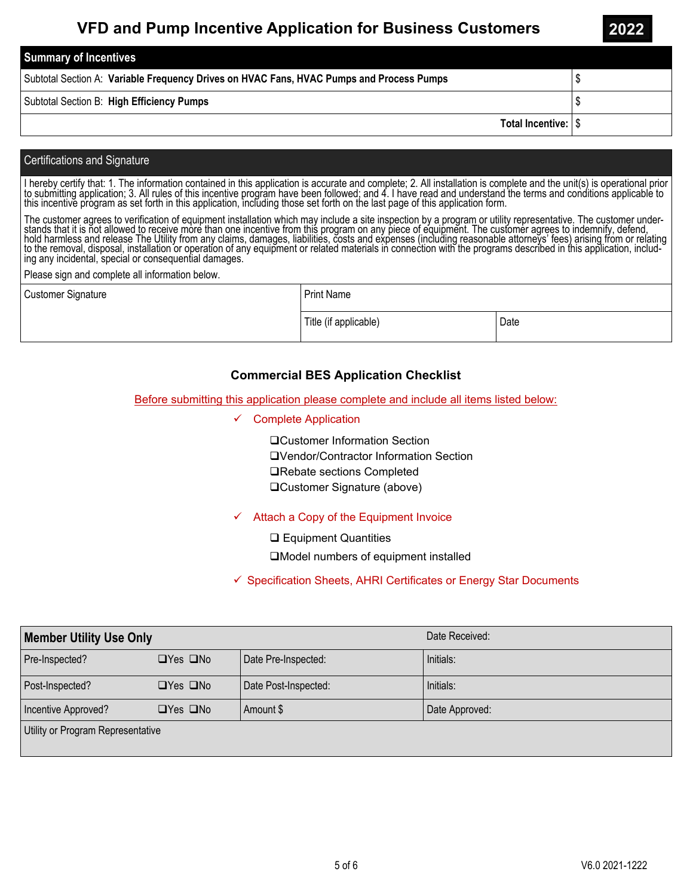# VFD and Pump Incentive Application for Business Customers

**2022**

| **Summary of Incentives** | |
|---|---|
| Subtotal Section A: **Variable Frequency Drives on HVAC Fans, HVAC Pumps and Process Pumps** | $ |
| Subtotal Section B: **High Efficiency Pumps** | $ |
| **Total Incentive:** | $ |

## Certifications and Signature

I hereby certify that: 1. The information contained in this application is accurate and complete; 2. All installation is complete and the unit(s) is operational prior to submitting application; 3. All rules of this incentive program have been followed; and 4. I have read and understand the terms and conditions applicable to this incentive program as set forth in this application, including those set forth on the last page of this application form.

The customer agrees to verification of equipment installation which may include a site inspection by a program or utility representative. The customer understands that it is not allowed to receive more than one incentive from this program on any piece of equipment. The customer agrees to indemnify, defend, hold harmless and release The Utility from any claims, damages, liabilities, costs and expenses (including reasonable attorneys' fees) arising from or relating to the removal, disposal, installation or operation of any equipment or related materials in connection with the programs described in this application, including any incidental, special or consequential damages.

Please sign and complete all information below.

| Customer Signature | Print Name | |
|---|---|---|
| | Title (if applicable) | Date |

## Commercial BES Application Checklist

Before submitting this application please complete and include all items listed below:

- ✓ Complete Application
  - ❑ Customer Information Section
  - ❑ Vendor/Contractor Information Section
  - ❑ Rebate sections Completed
  - ❑ Customer Signature (above)
- ✓ Attach a Copy of the Equipment Invoice
  - ❑ Equipment Quantities
  - ❑ Model numbers of equipment installed
- ✓ Specification Sheets, AHRI Certificates or Energy Star Documents

| **Member Utility Use Only** | | | Date Received: |
|---|---|---|---|
| Pre-Inspected? | ❑Yes ❑No | Date Pre-Inspected: | Initials: |
| Post-Inspected? | ❑Yes ❑No | Date Post-Inspected: | Initials: |
| Incentive Approved? | ❑Yes ❑No | Amount $ | Date Approved: |
| Utility or Program Representative | | | |

V6.0 2021-1222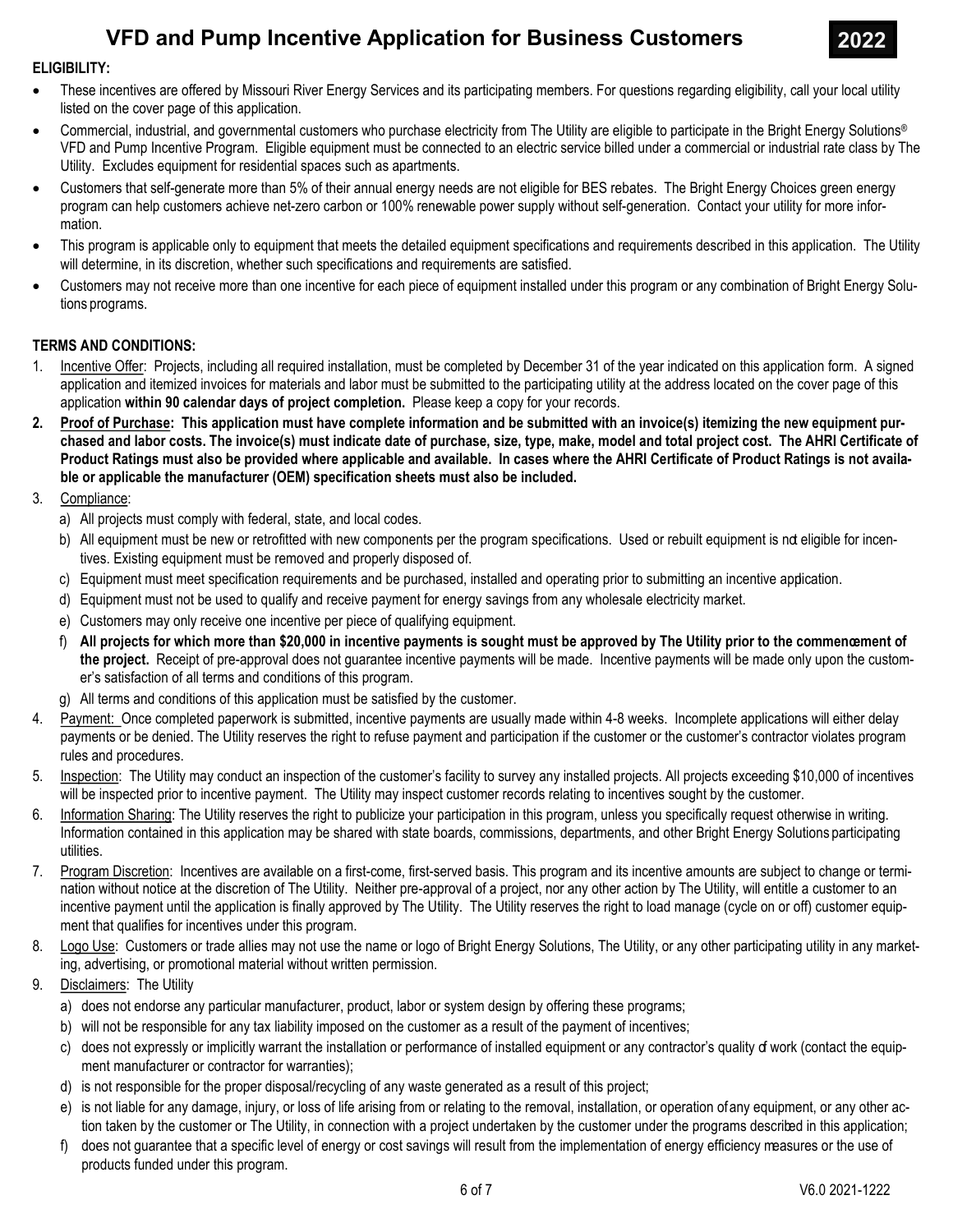# VFD and Pump Incentive Application for Business Customers

**2022**

**ELIGIBILITY:**

- These incentives are offered by Missouri River Energy Services and its participating members. For questions regarding eligibility, call your local utility listed on the cover page of this application.
- Commercial, industrial, and governmental customers who purchase electricity from The Utility are eligible to participate in the Bright Energy Solutions® VFD and Pump Incentive Program. Eligible equipment must be connected to an electric service billed under a commercial or industrial rate class by The Utility. Excludes equipment for residential spaces such as apartments.
- Customers that self-generate more than 5% of their annual energy needs are not eligible for BES rebates. The Bright Energy Choices green energy program can help customers achieve net-zero carbon or 100% renewable power supply without self-generation. Contact your utility for more information.
- This program is applicable only to equipment that meets the detailed equipment specifications and requirements described in this application. The Utility will determine, in its discretion, whether such specifications and requirements are satisfied.
- Customers may not receive more than one incentive for each piece of equipment installed under this program or any combination of Bright Energy Solutions programs.

**TERMS AND CONDITIONS:**

1. Incentive Offer: Projects, including all required installation, must be completed by December 31 of the year indicated on this application form. A signed application and itemized invoices for materials and labor must be submitted to the participating utility at the address located on the cover page of this application **within 90 calendar days of project completion.** Please keep a copy for your records.
2. **Proof of Purchase: This application must have complete information and be submitted with an invoice(s) itemizing the new equipment purchased and labor costs. The invoice(s) must indicate date of purchase, size, type, make, model and total project cost. The AHRI Certificate of Product Ratings must also be provided where applicable and available. In cases where the AHRI Certificate of Product Ratings is not available or applicable the manufacturer (OEM) specification sheets must also be included.**
3. Compliance:
   a) All projects must comply with federal, state, and local codes.
   b) All equipment must be new or retrofitted with new components per the program specifications. Used or rebuilt equipment is not eligible for incentives. Existing equipment must be removed and properly disposed of.
   c) Equipment must meet specification requirements and be purchased, installed and operating prior to submitting an incentive application.
   d) Equipment must not be used to qualify and receive payment for energy savings from any wholesale electricity market.
   e) Customers may only receive one incentive per piece of qualifying equipment.
   f) **All projects for which more than $20,000 in incentive payments is sought must be approved by The Utility prior to the commencement of the project.** Receipt of pre-approval does not guarantee incentive payments will be made. Incentive payments will be made only upon the customer's satisfaction of all terms and conditions of this program.
   g) All terms and conditions of this application must be satisfied by the customer.
4. Payment: Once completed paperwork is submitted, incentive payments are usually made within 4-8 weeks. Incomplete applications will either delay payments or be denied. The Utility reserves the right to refuse payment and participation if the customer or the customer's contractor violates program rules and procedures.
5. Inspection: The Utility may conduct an inspection of the customer's facility to survey any installed projects. All projects exceeding $10,000 of incentives will be inspected prior to incentive payment. The Utility may inspect customer records relating to incentives sought by the customer.
6. Information Sharing: The Utility reserves the right to publicize your participation in this program, unless you specifically request otherwise in writing. Information contained in this application may be shared with state boards, commissions, departments, and other Bright Energy Solutions participating utilities.
7. Program Discretion: Incentives are available on a first-come, first-served basis. This program and its incentive amounts are subject to change or termination without notice at the discretion of The Utility. Neither pre-approval of a project, nor any other action by The Utility, will entitle a customer to an incentive payment until the application is finally approved by The Utility. The Utility reserves the right to load manage (cycle on or off) customer equipment that qualifies for incentives under this program.
8. Logo Use: Customers or trade allies may not use the name or logo of Bright Energy Solutions, The Utility, or any other participating utility in any marketing, advertising, or promotional material without written permission.
9. Disclaimers: The Utility
   a) does not endorse any particular manufacturer, product, labor or system design by offering these programs;
   b) will not be responsible for any tax liability imposed on the customer as a result of the payment of incentives;
   c) does not expressly or implicitly warrant the installation or performance of installed equipment or any contractor's quality of work (contact the equipment manufacturer or contractor for warranties);
   d) is not responsible for the proper disposal/recycling of any waste generated as a result of this project;
   e) is not liable for any damage, injury, or loss of life arising from or relating to the removal, installation, or operation of any equipment, or any other action taken by the customer or The Utility, in connection with a project undertaken by the customer under the programs described in this application;
   f) does not guarantee that a specific level of energy or cost savings will result from the implementation of energy efficiency measures or the use of products funded under this program.

V6.0 2021-1222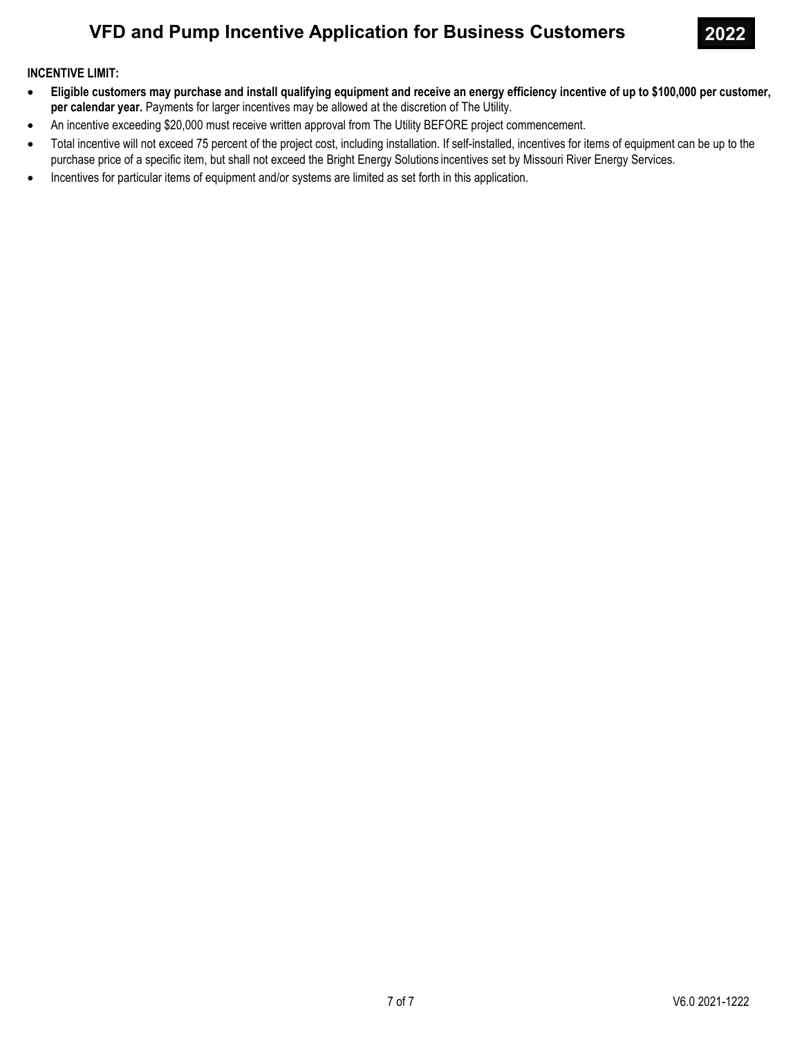**INCENTIVE LIMIT:**

- **Eligible customers may purchase and install qualifying equipment and receive an energy efficiency incentive of up to $100,000 per customer, per calendar year.** Payments for larger incentives may be allowed at the discretion of The Utility.
- An incentive exceeding $20,000 must receive written approval from The Utility BEFORE project commencement.
- Total incentive will not exceed 75 percent of the project cost, including installation. If self-installed, incentives for items of equipment can be up to the purchase price of a specific item, but shall not exceed the Bright Energy Solutions incentives set by Missouri River Energy Services.
- Incentives for particular items of equipment and/or systems are limited as set forth in this application.